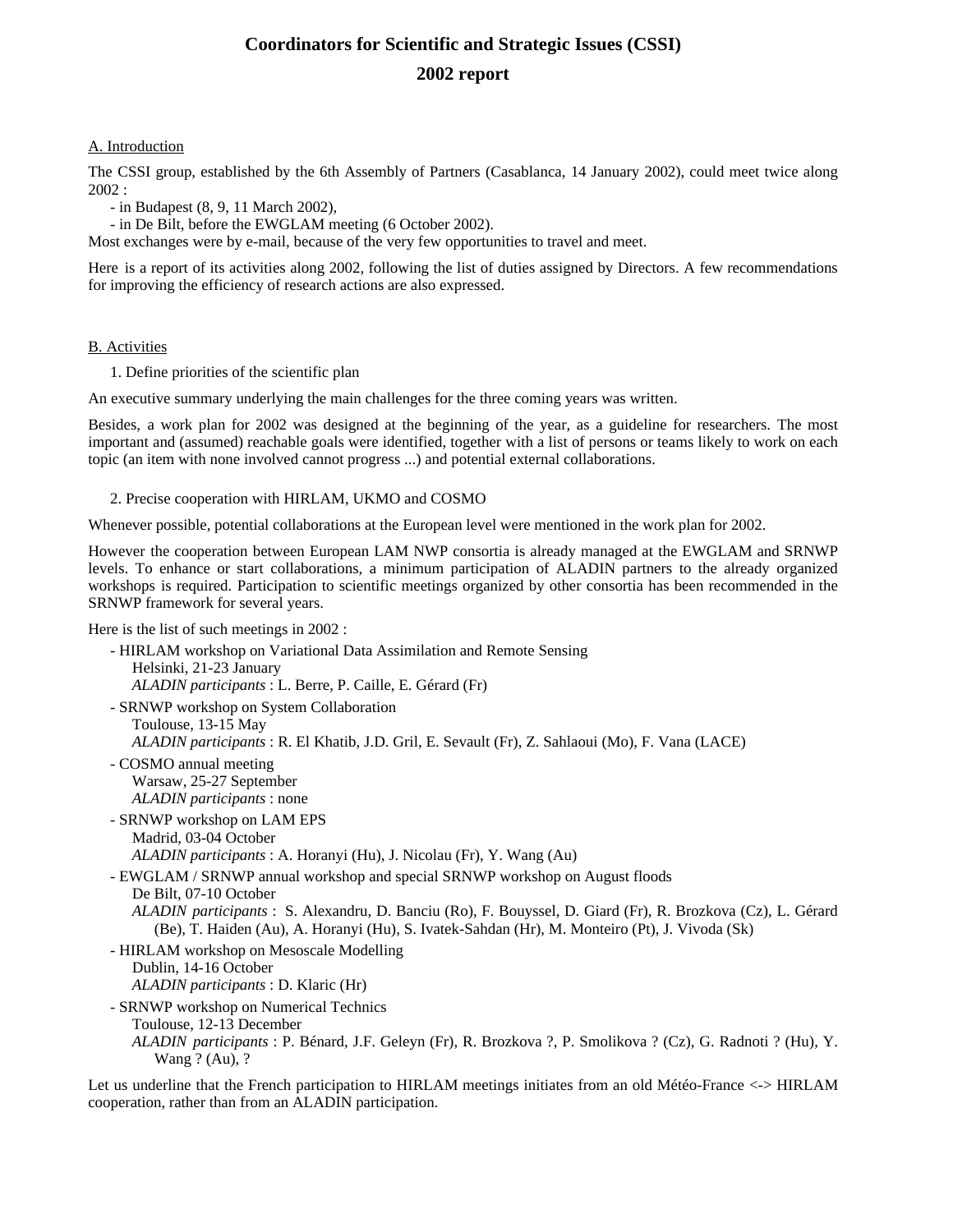# Coordinators for Scientific and Strategic Issues (CSSI)

## 2002 report

A. Introduction

The CSSI group, established by the 6th Assembly of Partners (Casablanca, 14 January 2002), could meet twice along 2002 :

- in Budapest (8, 9, 11 March 2002),
- in De Bilt, before the EWGLAM meeting (6 October 2002).

Most exchanges were by e-mail, because of the very few opportunities to travel and meet.

Here is a report of its activities along 2002, following the list of duties assigned by Directors. A few recommendations for improving the efficiency of research actions are also expressed.

B. Activities

1. Define priorities of the scientific plan

An executive summary underlying the main challenges for the three coming years was written.

Besides, a work plan for 2002 was designed at the beginning of the year, as a guideline for researchers. The most important and (assumed) reachable goals were identified, together with a list of persons or teams likely to work on each topic (an item with none involved cannot progress ...) and potential external collaborations.

2. Precise cooperation with HIRLAM, UKMO and COSMO

Whenever possible, potential collaborations at the European level were mentioned in the work plan for 2002.

However the cooperation between European LAM NWP consortia is already managed at the EWGLAM and SRNWP levels. To enhance or start collaborations, a minimum participation of ALADIN partners to the already organized workshops is required. Participation to scientific meetings organized by other consortia has been recommended in the SRNWP framework for several years.

Here is the list of such meetings in 2002 :

- HIRLAM workshop on Variational Data Assimilation and Remote Sensing
  Helsinki, 21-23 January
  *ALADIN participants* : L. Berre, P. Caille, E. Gérard (Fr)
- SRNWP workshop on System Collaboration
  Toulouse, 13-15 May
  *ALADIN participants* : R. El Khatib, J.D. Gril, E. Sevault (Fr), Z. Sahlaoui (Mo), F. Vana (LACE)
- COSMO annual meeting
  Warsaw, 25-27 September
  *ALADIN participants* : none
- SRNWP workshop on LAM EPS
  Madrid, 03-04 October
  *ALADIN participants* : A. Horanyi (Hu), J. Nicolau (Fr), Y. Wang (Au)
- EWGLAM / SRNWP annual workshop and special SRNWP workshop on August floods
  De Bilt, 07-10 October
  *ALADIN participants* : S. Alexandru, D. Banciu (Ro), F. Bouyssel, D. Giard (Fr), R. Brozkova (Cz), L. Gérard (Be), T. Haiden (Au), A. Horanyi (Hu), S. Ivatek-Sahdan (Hr), M. Monteiro (Pt), J. Vivoda (Sk)
- HIRLAM workshop on Mesoscale Modelling
  Dublin, 14-16 October
  *ALADIN participants* : D. Klaric (Hr)
- SRNWP workshop on Numerical Technics
  Toulouse, 12-13 December
  *ALADIN participants* : P. Bénard, J.F. Geleyn (Fr), R. Brozkova ?, P. Smolikova ? (Cz), G. Radnoti ? (Hu), Y. Wang ? (Au), ?

Let us underline that the French participation to HIRLAM meetings initiates from an old Météo-France <-> HIRLAM cooperation, rather than from an ALADIN participation.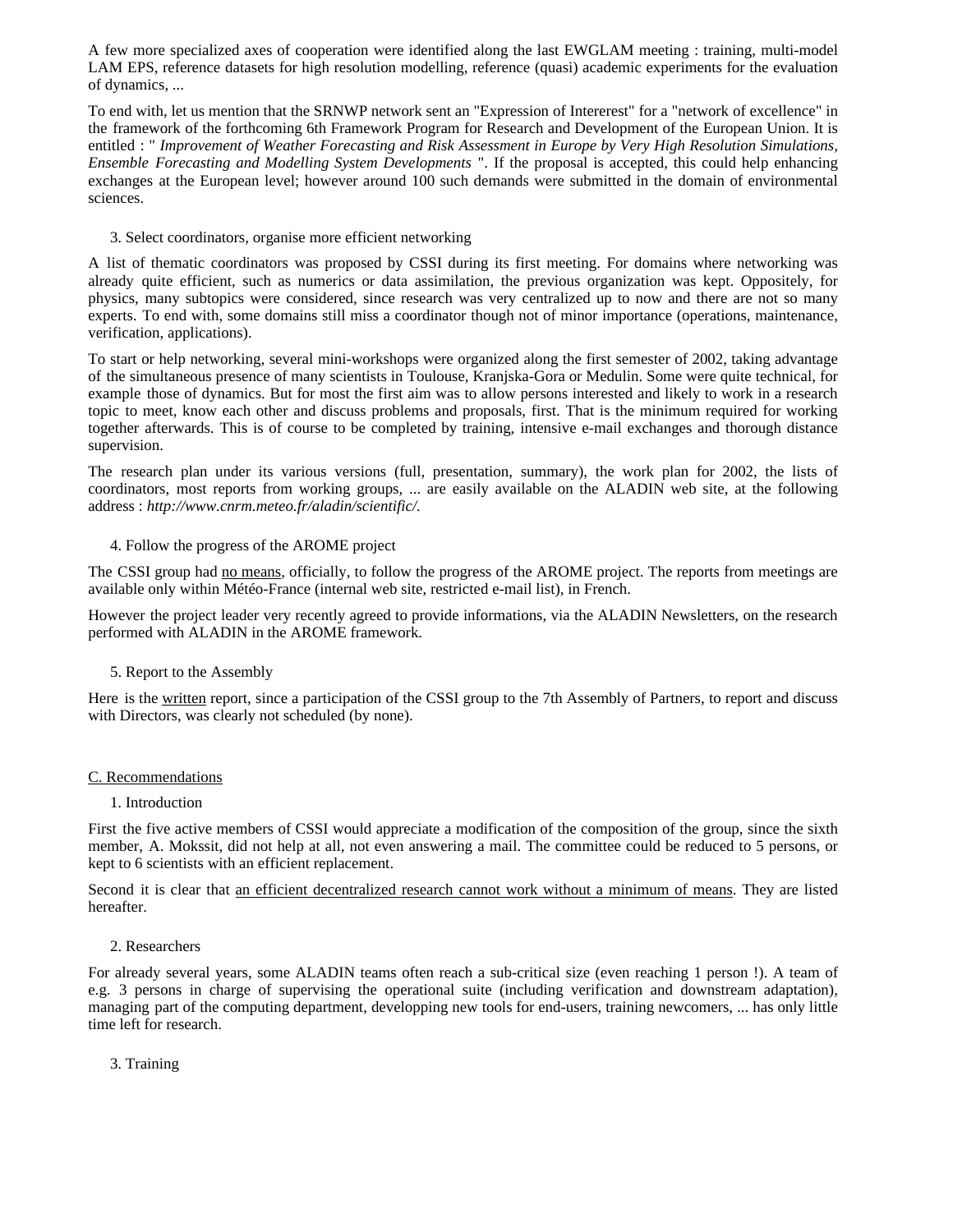A few more specialized axes of cooperation were identified along the last EWGLAM meeting : training, multi-model LAM EPS, reference datasets for high resolution modelling, reference (quasi) academic experiments for the evaluation of dynamics, ...

To end with, let us mention that the SRNWP network sent an "Expression of Intererest" for a "network of excellence" in the framework of the forthcoming 6th Framework Program for Research and Development of the European Union. It is entitled : " *Improvement of Weather Forecasting and Risk Assessment in Europe by Very High Resolution Simulations, Ensemble Forecasting and Modelling System Developments* ". If the proposal is accepted, this could help enhancing exchanges at the European level; however around 100 such demands were submitted in the domain of environmental sciences.

3. Select coordinators, organise more efficient networking

A list of thematic coordinators was proposed by CSSI during its first meeting. For domains where networking was already quite efficient, such as numerics or data assimilation, the previous organization was kept. Oppositely, for physics, many subtopics were considered, since research was very centralized up to now and there are not so many experts. To end with, some domains still miss a coordinator though not of minor importance (operations, maintenance, verification, applications).

To start or help networking, several mini-workshops were organized along the first semester of 2002, taking advantage of the simultaneous presence of many scientists in Toulouse, Kranjska-Gora or Medulin. Some were quite technical, for example those of dynamics. But for most the first aim was to allow persons interested and likely to work in a research topic to meet, know each other and discuss problems and proposals, first. That is the minimum required for working together afterwards. This is of course to be completed by training, intensive e-mail exchanges and thorough distance supervision.

The research plan under its various versions (full, presentation, summary), the work plan for 2002, the lists of coordinators, most reports from working groups, ... are easily available on the ALADIN web site, at the following address : *http://www.cnrm.meteo.fr/aladin/scientific/.*

4. Follow the progress of the AROME project

The CSSI group had <u>no means</u>, officially, to follow the progress of the AROME project. The reports from meetings are available only within Météo-France (internal web site, restricted e-mail list), in French.

However the project leader very recently agreed to provide informations, via the ALADIN Newsletters, on the research performed with ALADIN in the AROME framework.

5. Report to the Assembly

Here is the <u>written</u> report, since a participation of the CSSI group to the 7th Assembly of Partners, to report and discuss with Directors, was clearly not scheduled (by none).

## <u>C. Recommendations</u>

1. Introduction

First the five active members of CSSI would appreciate a modification of the composition of the group, since the sixth member, A. Mokssit, did not help at all, not even answering a mail. The committee could be reduced to 5 persons, or kept to 6 scientists with an efficient replacement.

Second it is clear that <u>an efficient decentralized research cannot work without a minimum of means</u>. They are listed hereafter.

2. Researchers

For already several years, some ALADIN teams often reach a sub-critical size (even reaching 1 person !). A team of e.g. 3 persons in charge of supervising the operational suite (including verification and downstream adaptation), managing part of the computing department, developping new tools for end-users, training newcomers, ... has only little time left for research.

3. Training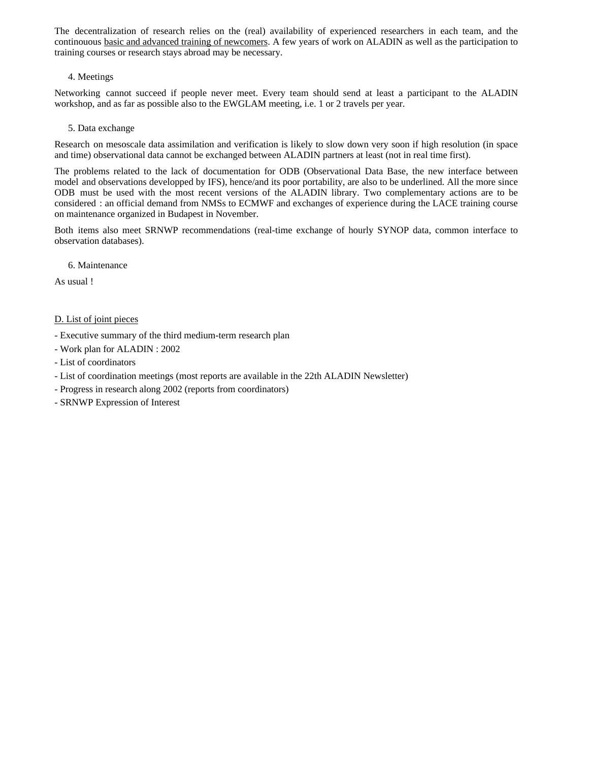The decentralization of research relies on the (real) availability of experienced researchers in each team, and the continouous basic and advanced training of newcomers. A few years of work on ALADIN as well as the participation to training courses or research stays abroad may be necessary.

4. Meetings

Networking cannot succeed if people never meet. Every team should send at least a participant to the ALADIN workshop, and as far as possible also to the EWGLAM meeting, i.e. 1 or 2 travels per year.

5. Data exchange

Research on mesoscale data assimilation and verification is likely to slow down very soon if high resolution (in space and time) observational data cannot be exchanged between ALADIN partners at least (not in real time first).

The problems related to the lack of documentation for ODB (Observational Data Base, the new interface between model and observations developped by IFS), hence/and its poor portability, are also to be underlined. All the more since ODB must be used with the most recent versions of the ALADIN library. Two complementary actions are to be considered : an official demand from NMSs to ECMWF and exchanges of experience during the LACE training course on maintenance organized in Budapest in November.

Both items also meet SRNWP recommendations (real-time exchange of hourly SYNOP data, common interface to observation databases).

6. Maintenance

As usual !

D. List of joint pieces

- Executive summary of the third medium-term research plan
- Work plan for ALADIN : 2002
- List of coordinators
- List of coordination meetings (most reports are available in the 22th ALADIN Newsletter)
- Progress in research along 2002 (reports from coordinators)
- SRNWP Expression of Interest